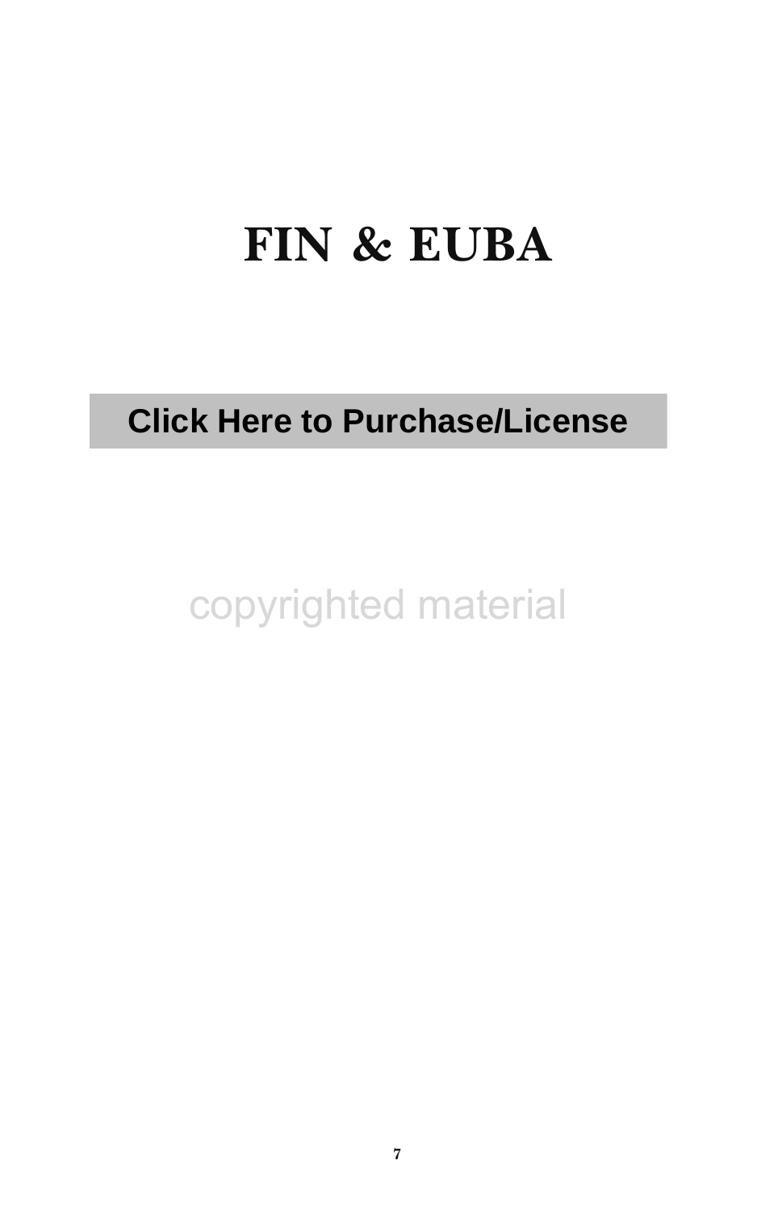# FIN & EUBA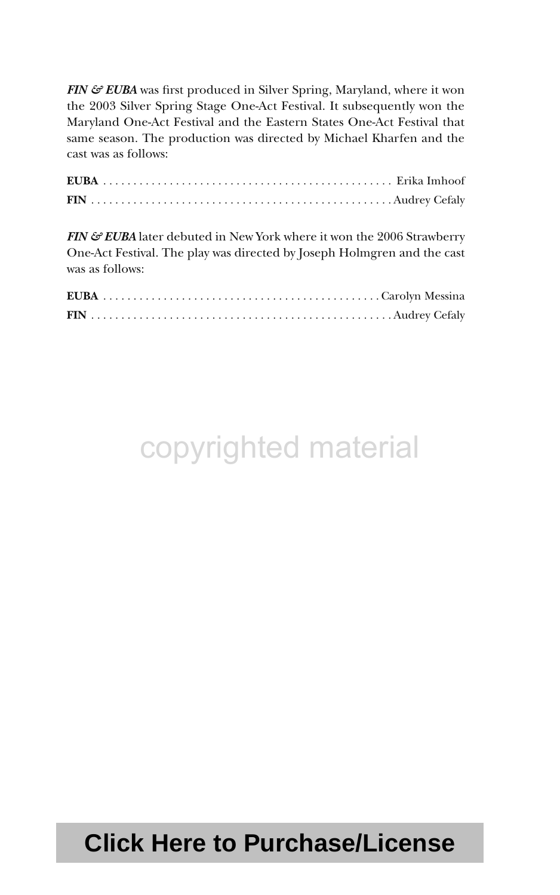***FIN & EUBA*** was first produced in Silver Spring, Maryland, where it won the 2003 Silver Spring Stage One-Act Festival. It subsequently won the Maryland One-Act Festival and the Eastern States One-Act Festival that same season. The production was directed by Michael Kharfen and the cast was as follows:

**EUBA** . . . . . . . . . . . . . . . . . . . . . . . . . . . . . . . . . . . . . . . . . . . . . . . Erika Imhoof
**FIN** . . . . . . . . . . . . . . . . . . . . . . . . . . . . . . . . . . . . . . . . . . . . . . . . . Audrey Cefaly

***FIN & EUBA*** later debuted in New York where it won the 2006 Strawberry One-Act Festival. The play was directed by Joseph Holmgren and the cast was as follows:

**EUBA** . . . . . . . . . . . . . . . . . . . . . . . . . . . . . . . . . . . . . . . . . . . . . Carolyn Messina
**FIN** . . . . . . . . . . . . . . . . . . . . . . . . . . . . . . . . . . . . . . . . . . . . . . . . . Audrey Cefaly

copyrighted material

Click Here to Purchase/License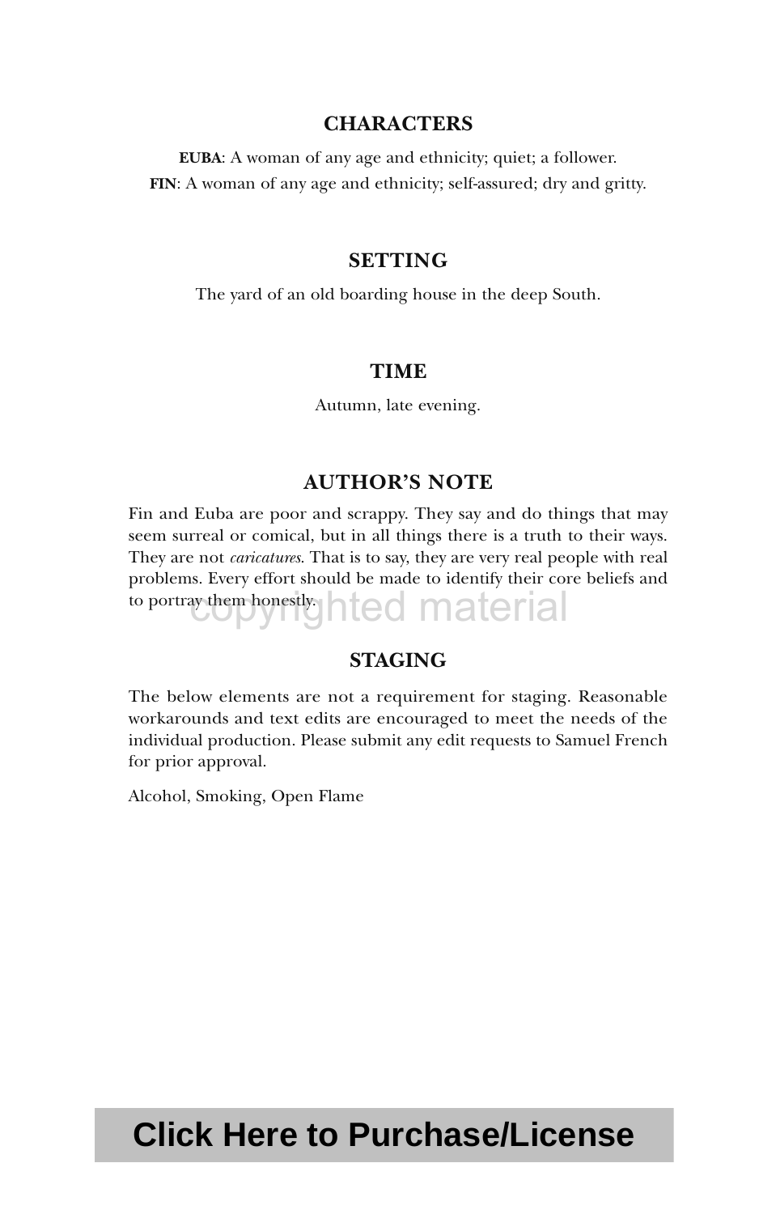## CHARACTERS

**EUBA**: A woman of any age and ethnicity; quiet; a follower.
**FIN**: A woman of any age and ethnicity; self-assured; dry and gritty.

## SETTING

The yard of an old boarding house in the deep South.

## TIME

Autumn, late evening.

## AUTHOR'S NOTE

Fin and Euba are poor and scrappy. They say and do things that may seem surreal or comical, but in all things there is a truth to their ways. They are not *caricatures*. That is to say, they are very real people with real problems. Every effort should be made to identify their core beliefs and to portray them honestly.

## STAGING

The below elements are not a requirement for staging. Reasonable workarounds and text edits are encouraged to meet the needs of the individual production. Please submit any edit requests to Samuel French for prior approval.

Alcohol, Smoking, Open Flame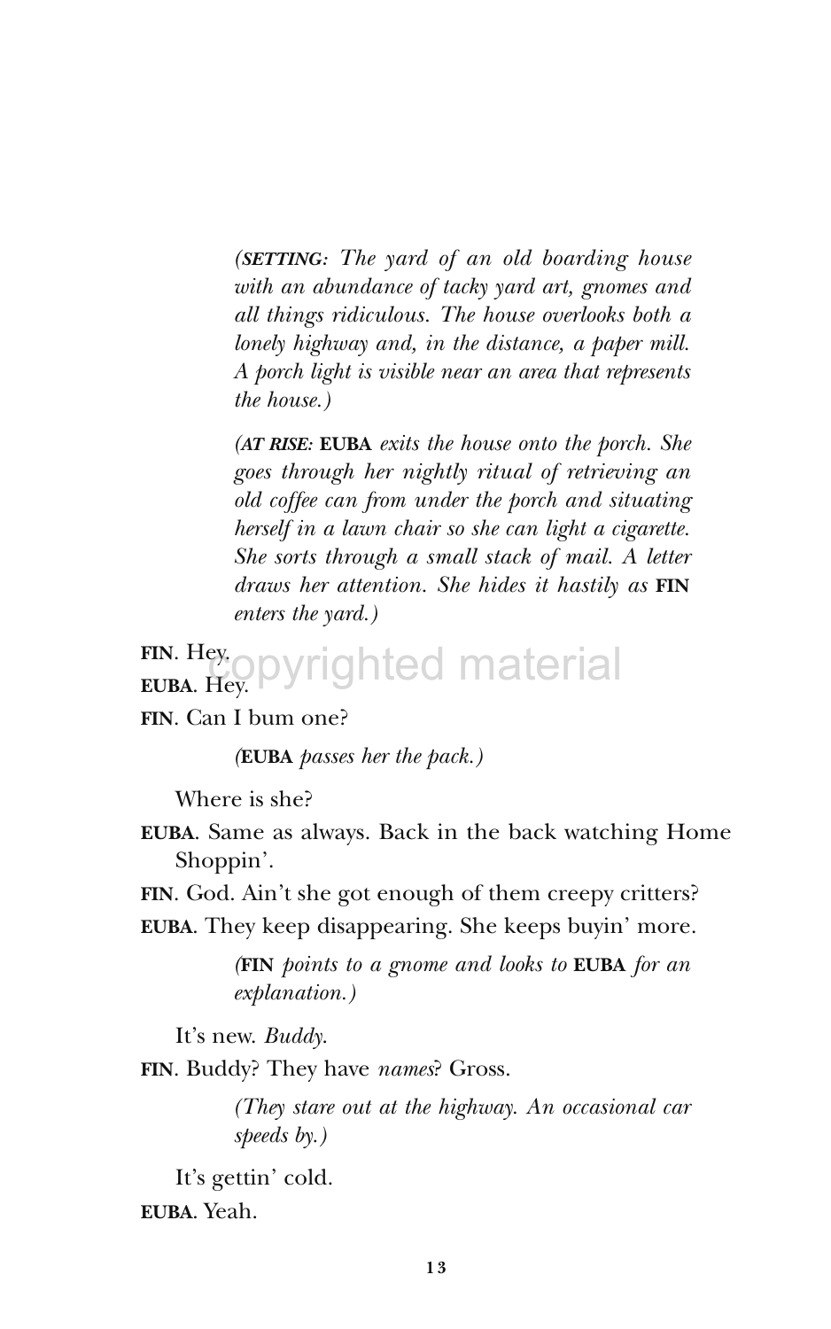*(**SETTING:** The yard of an old boarding house with an abundance of tacky yard art, gnomes and all things ridiculous. The house overlooks both a lonely highway and, in the distance, a paper mill. A porch light is visible near an area that represents the house.)*

*(**AT RISE:** **EUBA** exits the house onto the porch. She goes through her nightly ritual of retrieving an old coffee can from under the porch and situating herself in a lawn chair so she can light a cigarette. She sorts through a small stack of mail. A letter draws her attention. She hides it hastily as **FIN** enters the yard.)*

**FIN**. Hey.

**EUBA**. Hey.

**FIN**. Can I bum one?

*(**EUBA** passes her the pack.)*

Where is she?

**EUBA**. Same as always. Back in the back watching Home Shoppin'.

**FIN**. God. Ain't she got enough of them creepy critters?

**EUBA**. They keep disappearing. She keeps buyin' more.

*(**FIN** points to a gnome and looks to **EUBA** for an explanation.)*

It's new. *Buddy*.

**FIN**. Buddy? They have *names*? Gross.

*(They stare out at the highway. An occasional car speeds by.)*

It's gettin' cold.

**EUBA**. Yeah.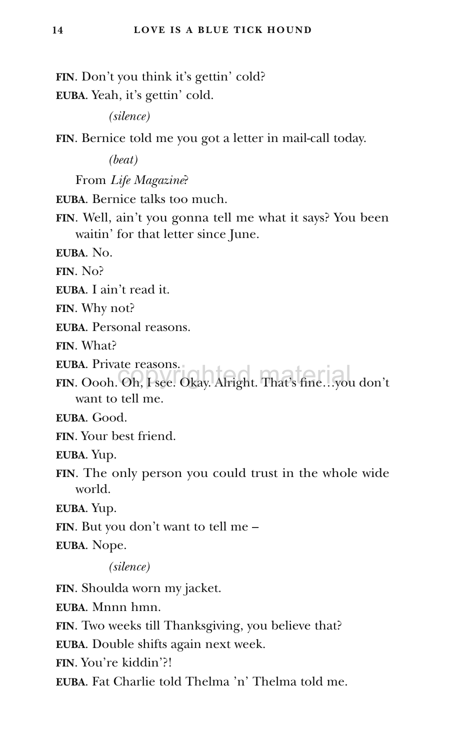**FIN**. Don't you think it's gettin' cold?

**EUBA**. Yeah, it's gettin' cold.

*(silence)*

**FIN**. Bernice told me you got a letter in mail-call today.

*(beat)*

From *Life Magazine*?

**EUBA**. Bernice talks too much.

**FIN**. Well, ain't you gonna tell me what it says? You been waitin' for that letter since June.

**EUBA**. No.

**FIN**. No?

**EUBA**. I ain't read it.

**FIN**. Why not?

**EUBA**. Personal reasons.

**FIN**. What?

**EUBA**. Private reasons.

**FIN**. Oooh. Oh, I see. Okay. Alright. That's fine…you don't want to tell me.

**EUBA**. Good.

**FIN**. Your best friend.

**EUBA**. Yup.

**FIN**. The only person you could trust in the whole wide world.

**EUBA**. Yup.

**FIN**. But you don't want to tell me –

**EUBA**. Nope.

*(silence)*

**FIN**. Shoulda worn my jacket.

**EUBA**. Mnnn hmn.

**FIN**. Two weeks till Thanksgiving, you believe that?

**EUBA**. Double shifts again next week.

**FIN**. You're kiddin'?!

**EUBA**. Fat Charlie told Thelma 'n' Thelma told me.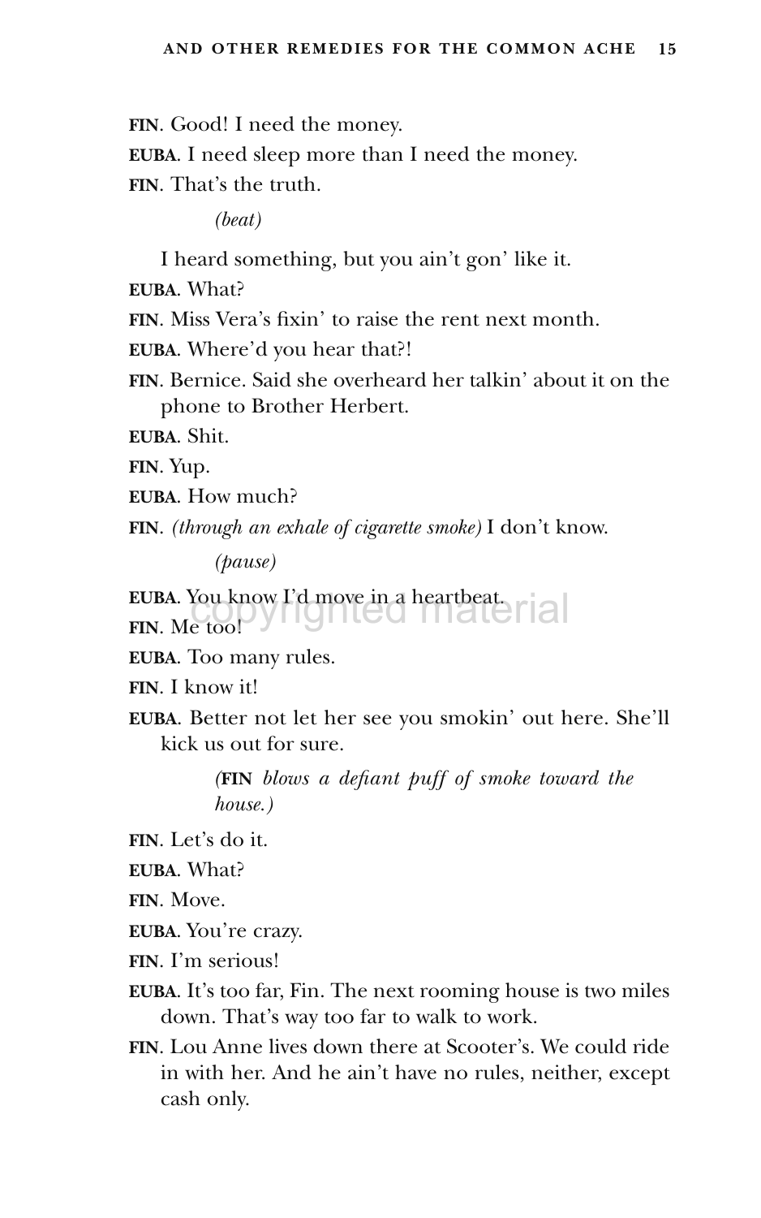**FIN**. Good! I need the money.

**EUBA**. I need sleep more than I need the money.

**FIN**. That's the truth.

*(beat)*

I heard something, but you ain't gon' like it.

**EUBA**. What?

**FIN**. Miss Vera's fixin' to raise the rent next month.

**EUBA**. Where'd you hear that?!

**FIN**. Bernice. Said she overheard her talkin' about it on the phone to Brother Herbert.

**EUBA**. Shit.

**FIN**. Yup.

**EUBA**. How much?

**FIN**. *(through an exhale of cigarette smoke)* I don't know.

*(pause)*

**EUBA**. You know I'd move in a heartbeat.

**FIN**. Me too!

**EUBA**. Too many rules.

**FIN**. I know it!

**EUBA**. Better not let her see you smokin' out here. She'll kick us out for sure.

*(**FIN** blows a defiant puff of smoke toward the house.)*

**FIN**. Let's do it.

**EUBA**. What?

**FIN**. Move.

**EUBA**. You're crazy.

**FIN**. I'm serious!

**EUBA**. It's too far, Fin. The next rooming house is two miles down. That's way too far to walk to work.

**FIN**. Lou Anne lives down there at Scooter's. We could ride in with her. And he ain't have no rules, neither, except cash only.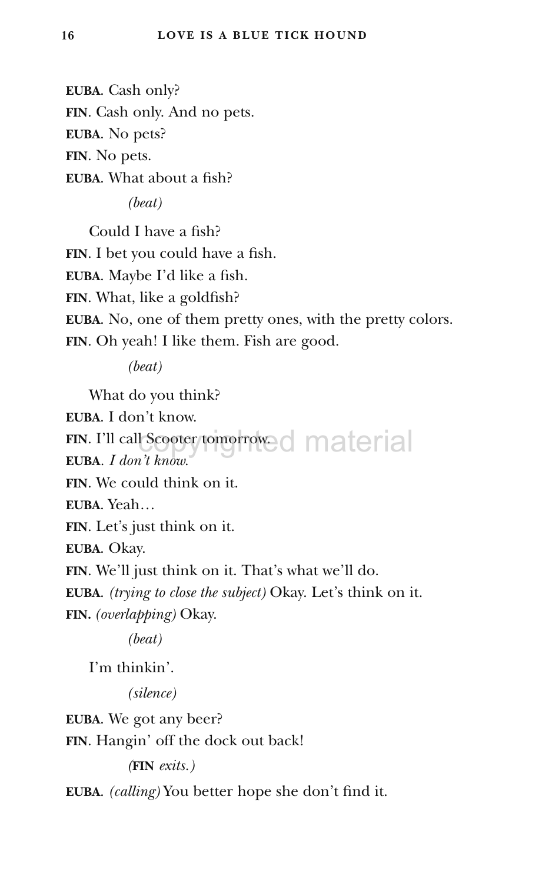**EUBA**. Cash only?

**FIN**. Cash only. And no pets.

**EUBA**. No pets?

**FIN**. No pets.

**EUBA**. What about a fish?

*(beat)*

Could I have a fish?

**FIN**. I bet you could have a fish.

**EUBA**. Maybe I'd like a fish.

**FIN**. What, like a goldfish?

**EUBA**. No, one of them pretty ones, with the pretty colors.

**FIN**. Oh yeah! I like them. Fish are good.

*(beat)*

What do you think?

**EUBA**. I don't know.

**FIN**. I'll call Scooter tomorrow.

**EUBA**. *I don't know.*

**FIN**. We could think on it.

**EUBA**. Yeah…

**FIN**. Let's just think on it.

**EUBA**. Okay.

**FIN**. We'll just think on it. That's what we'll do.

**EUBA**. *(trying to close the subject)* Okay. Let's think on it.

**FIN.** *(overlapping)* Okay.

*(beat)*

I'm thinkin'.

*(silence)*

**EUBA.** We got any beer?

**FIN**. Hangin' off the dock out back!

*(**FIN** exits.)*

**EUBA**. *(calling)* You better hope she don't find it.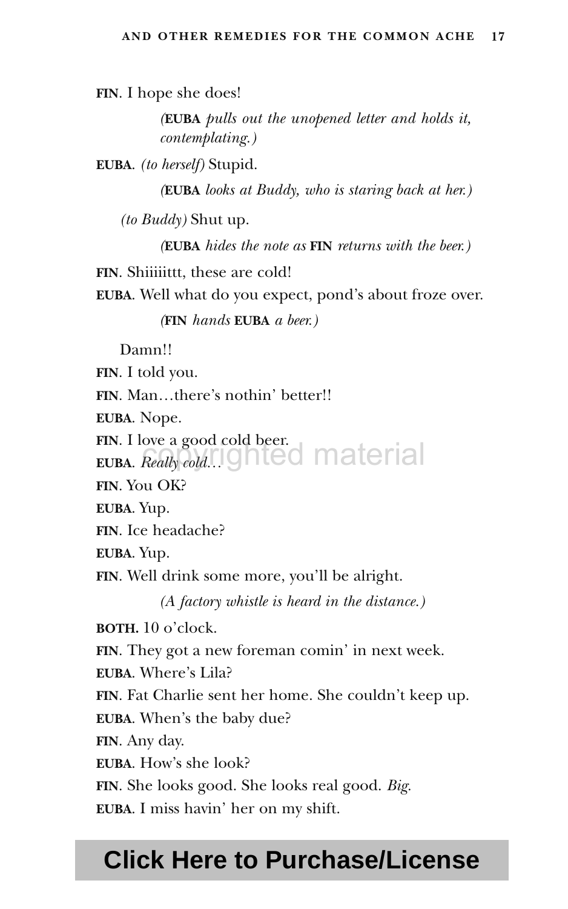**FIN**. I hope she does!

*(**EUBA** pulls out the unopened letter and holds it, contemplating.)*

**EUBA**. *(to herself)* Stupid.

*(**EUBA** looks at Buddy, who is staring back at her.)*

*(to Buddy)* Shut up.

*(**EUBA** hides the note as **FIN** returns with the beer.)*

**FIN**. Shiiiiittt, these are cold!

**EUBA**. Well what do you expect, pond's about froze over.

*(**FIN** hands **EUBA** a beer.)*

Damn!!

**FIN**. I told you.

**FIN**. Man…there's nothin' better!!

**EUBA**. Nope.

**FIN**. I love a good cold beer.

**EUBA**. *Really cold…*

**FIN**. You OK?

**EUBA**. Yup.

**FIN**. Ice headache?

**EUBA**. Yup.

**FIN**. Well drink some more, you'll be alright.

*(A factory whistle is heard in the distance.)*

**BOTH.** 10 o'clock.

**FIN**. They got a new foreman comin' in next week.

**EUBA**. Where's Lila?

**FIN**. Fat Charlie sent her home. She couldn't keep up.

**EUBA**. When's the baby due?

**FIN**. Any day.

**EUBA**. How's she look?

**FIN**. She looks good. She looks real good. *Big.*

**EUBA**. I miss havin' her on my shift.

**Click Here to Purchase/License**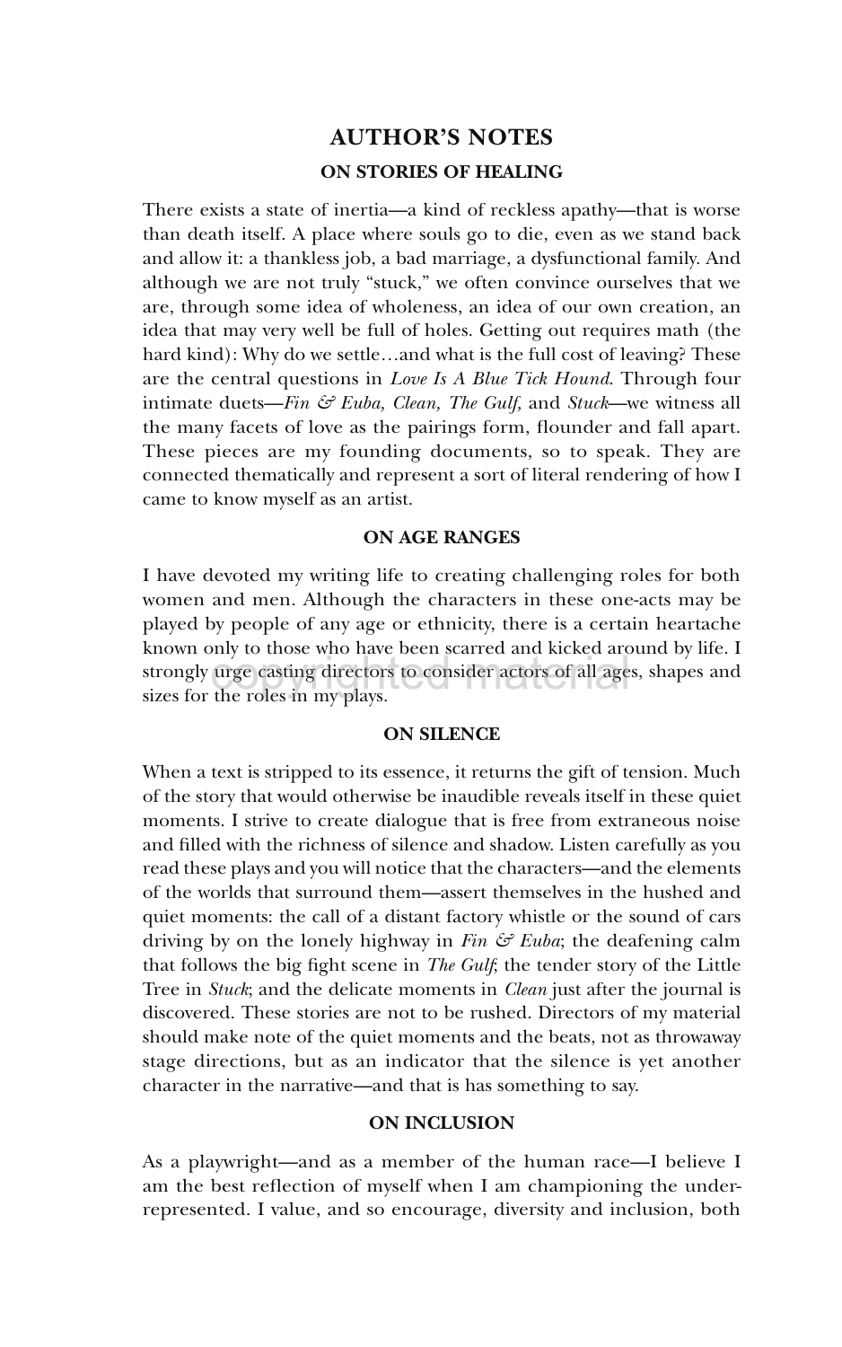# AUTHOR'S NOTES

## ON STORIES OF HEALING

There exists a state of inertia—a kind of reckless apathy—that is worse than death itself. A place where souls go to die, even as we stand back and allow it: a thankless job, a bad marriage, a dysfunctional family. And although we are not truly "stuck," we often convince ourselves that we are, through some idea of wholeness, an idea of our own creation, an idea that may very well be full of holes. Getting out requires math (the hard kind): Why do we settle…and what is the full cost of leaving? These are the central questions in *Love Is A Blue Tick Hound*. Through four intimate duets—*Fin & Euba, Clean, The Gulf,* and *Stuck*—we witness all the many facets of love as the pairings form, flounder and fall apart. These pieces are my founding documents, so to speak. They are connected thematically and represent a sort of literal rendering of how I came to know myself as an artist.

## ON AGE RANGES

I have devoted my writing life to creating challenging roles for both women and men. Although the characters in these one-acts may be played by people of any age or ethnicity, there is a certain heartache known only to those who have been scarred and kicked around by life. I strongly urge casting directors to consider actors of all ages, shapes and sizes for the roles in my plays.

## ON SILENCE

When a text is stripped to its essence, it returns the gift of tension. Much of the story that would otherwise be inaudible reveals itself in these quiet moments. I strive to create dialogue that is free from extraneous noise and filled with the richness of silence and shadow. Listen carefully as you read these plays and you will notice that the characters—and the elements of the worlds that surround them—assert themselves in the hushed and quiet moments: the call of a distant factory whistle or the sound of cars driving by on the lonely highway in *Fin & Euba*; the deafening calm that follows the big fight scene in *The Gulf*; the tender story of the Little Tree in *Stuck*; and the delicate moments in *Clean* just after the journal is discovered. These stories are not to be rushed. Directors of my material should make note of the quiet moments and the beats, not as throwaway stage directions, but as an indicator that the silence is yet another character in the narrative—and that is has something to say.

## ON INCLUSION

As a playwright—and as a member of the human race—I believe I am the best reflection of myself when I am championing the under-represented. I value, and so encourage, diversity and inclusion, both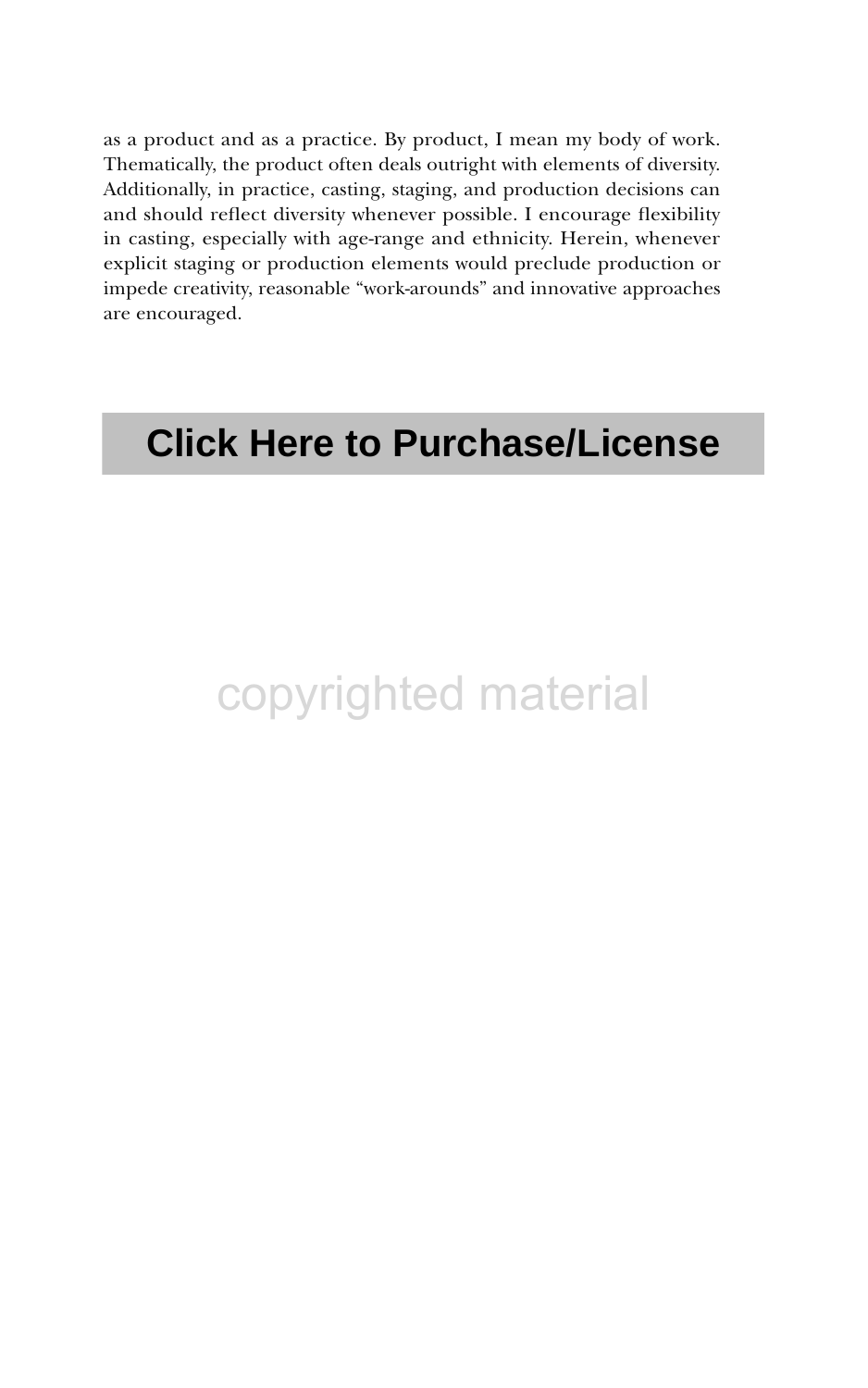as a product and as a practice. By product, I mean my body of work. Thematically, the product often deals outright with elements of diversity. Additionally, in practice, casting, staging, and production decisions can and should reflect diversity whenever possible. I encourage flexibility in casting, especially with age-range and ethnicity. Herein, whenever explicit staging or production elements would preclude production or impede creativity, reasonable "work-arounds" and innovative approaches are encouraged.

**Click Here to Purchase/License**

copyrighted material